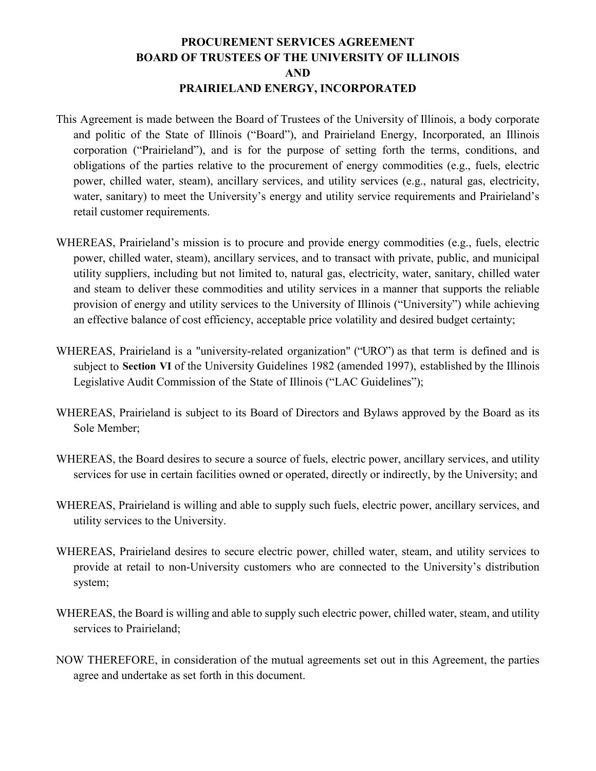# PROCUREMENT SERVICES AGREEMENT
# BOARD OF TRUSTEES OF THE UNIVERSITY OF ILLINOIS
# AND
# PRAIRIELAND ENERGY, INCORPORATED

This Agreement is made between the Board of Trustees of the University of Illinois, a body corporate and politic of the State of Illinois ("Board"), and Prairieland Energy, Incorporated, an Illinois corporation ("Prairieland"), and is for the purpose of setting forth the terms, conditions, and obligations of the parties relative to the procurement of energy commodities (e.g., fuels, electric power, chilled water, steam), ancillary services, and utility services (e.g., natural gas, electricity, water, sanitary) to meet the University's energy and utility service requirements and Prairieland's retail customer requirements.

WHEREAS, Prairieland's mission is to procure and provide energy commodities (e.g., fuels, electric power, chilled water, steam), ancillary services, and to transact with private, public, and municipal utility suppliers, including but not limited to, natural gas, electricity, water, sanitary, chilled water and steam to deliver these commodities and utility services in a manner that supports the reliable provision of energy and utility services to the University of Illinois ("University") while achieving an effective balance of cost efficiency, acceptable price volatility and desired budget certainty;

WHEREAS, Prairieland is a "university-related organization" ("URO") as that term is defined and is subject to **Section VI** of the University Guidelines 1982 (amended 1997), established by the Illinois Legislative Audit Commission of the State of Illinois ("LAC Guidelines");

WHEREAS, Prairieland is subject to its Board of Directors and Bylaws approved by the Board as its Sole Member;

WHEREAS, the Board desires to secure a source of fuels, electric power, ancillary services, and utility services for use in certain facilities owned or operated, directly or indirectly, by the University; and

WHEREAS, Prairieland is willing and able to supply such fuels, electric power, ancillary services, and utility services to the University.

WHEREAS, Prairieland desires to secure electric power, chilled water, steam, and utility services to provide at retail to non-University customers who are connected to the University's distribution system;

WHEREAS, the Board is willing and able to supply such electric power, chilled water, steam, and utility services to Prairieland;

NOW THEREFORE, in consideration of the mutual agreements set out in this Agreement, the parties agree and undertake as set forth in this document.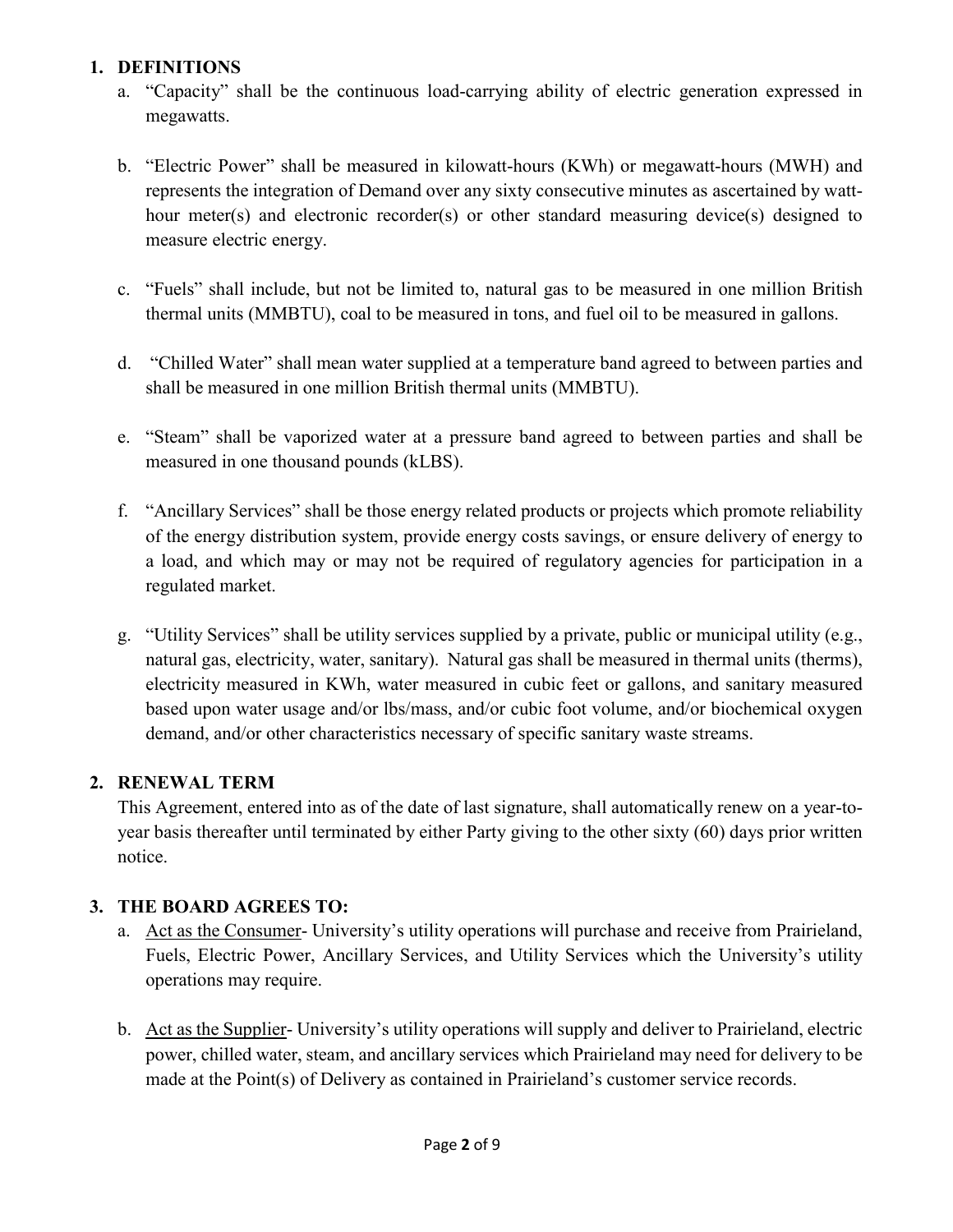## 1. DEFINITIONS

a. "Capacity" shall be the continuous load-carrying ability of electric generation expressed in megawatts.

b. "Electric Power" shall be measured in kilowatt-hours (KWh) or megawatt-hours (MWH) and represents the integration of Demand over any sixty consecutive minutes as ascertained by watt-hour meter(s) and electronic recorder(s) or other standard measuring device(s) designed to measure electric energy.

c. "Fuels" shall include, but not be limited to, natural gas to be measured in one million British thermal units (MMBTU), coal to be measured in tons, and fuel oil to be measured in gallons.

d. "Chilled Water" shall mean water supplied at a temperature band agreed to between parties and shall be measured in one million British thermal units (MMBTU).

e. "Steam" shall be vaporized water at a pressure band agreed to between parties and shall be measured in one thousand pounds (kLBS).

f. "Ancillary Services" shall be those energy related products or projects which promote reliability of the energy distribution system, provide energy costs savings, or ensure delivery of energy to a load, and which may or may not be required of regulatory agencies for participation in a regulated market.

g. "Utility Services" shall be utility services supplied by a private, public or municipal utility (e.g., natural gas, electricity, water, sanitary). Natural gas shall be measured in thermal units (therms), electricity measured in KWh, water measured in cubic feet or gallons, and sanitary measured based upon water usage and/or lbs/mass, and/or cubic foot volume, and/or biochemical oxygen demand, and/or other characteristics necessary of specific sanitary waste streams.

## 2. RENEWAL TERM

This Agreement, entered into as of the date of last signature, shall automatically renew on a year-to-year basis thereafter until terminated by either Party giving to the other sixty (60) days prior written notice.

## 3. THE BOARD AGREES TO:

a. Act as the Consumer- University's utility operations will purchase and receive from Prairieland, Fuels, Electric Power, Ancillary Services, and Utility Services which the University's utility operations may require.

b. Act as the Supplier- University's utility operations will supply and deliver to Prairieland, electric power, chilled water, steam, and ancillary services which Prairieland may need for delivery to be made at the Point(s) of Delivery as contained in Prairieland's customer service records.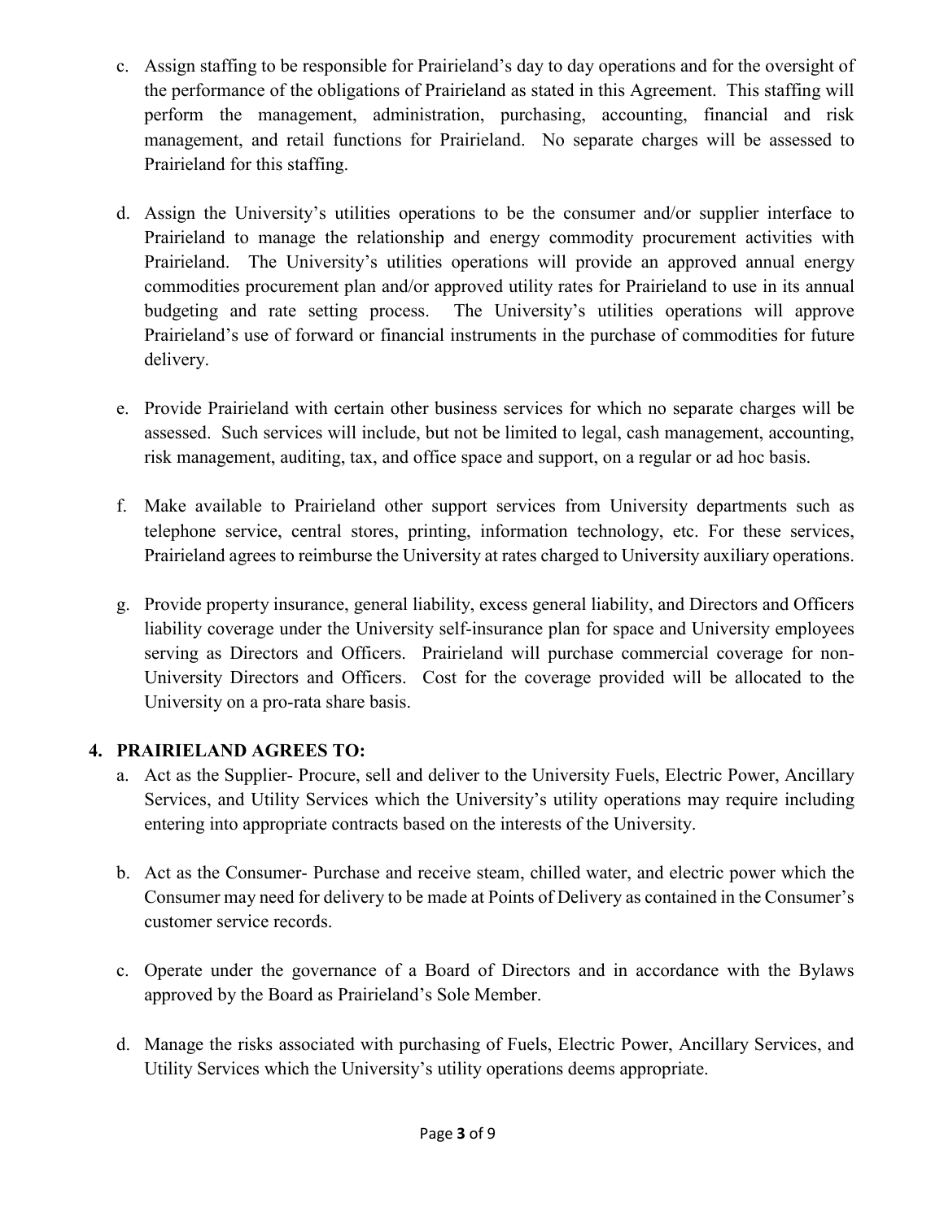c. Assign staffing to be responsible for Prairieland's day to day operations and for the oversight of the performance of the obligations of Prairieland as stated in this Agreement. This staffing will perform the management, administration, purchasing, accounting, financial and risk management, and retail functions for Prairieland. No separate charges will be assessed to Prairieland for this staffing.

d. Assign the University's utilities operations to be the consumer and/or supplier interface to Prairieland to manage the relationship and energy commodity procurement activities with Prairieland. The University's utilities operations will provide an approved annual energy commodities procurement plan and/or approved utility rates for Prairieland to use in its annual budgeting and rate setting process. The University's utilities operations will approve Prairieland's use of forward or financial instruments in the purchase of commodities for future delivery.

e. Provide Prairieland with certain other business services for which no separate charges will be assessed. Such services will include, but not be limited to legal, cash management, accounting, risk management, auditing, tax, and office space and support, on a regular or ad hoc basis.

f. Make available to Prairieland other support services from University departments such as telephone service, central stores, printing, information technology, etc. For these services, Prairieland agrees to reimburse the University at rates charged to University auxiliary operations.

g. Provide property insurance, general liability, excess general liability, and Directors and Officers liability coverage under the University self-insurance plan for space and University employees serving as Directors and Officers. Prairieland will purchase commercial coverage for non-University Directors and Officers. Cost for the coverage provided will be allocated to the University on a pro-rata share basis.

## 4. PRAIRIELAND AGREES TO:

a. Act as the Supplier- Procure, sell and deliver to the University Fuels, Electric Power, Ancillary Services, and Utility Services which the University's utility operations may require including entering into appropriate contracts based on the interests of the University.

b. Act as the Consumer- Purchase and receive steam, chilled water, and electric power which the Consumer may need for delivery to be made at Points of Delivery as contained in the Consumer's customer service records.

c. Operate under the governance of a Board of Directors and in accordance with the Bylaws approved by the Board as Prairieland's Sole Member.

d. Manage the risks associated with purchasing of Fuels, Electric Power, Ancillary Services, and Utility Services which the University's utility operations deems appropriate.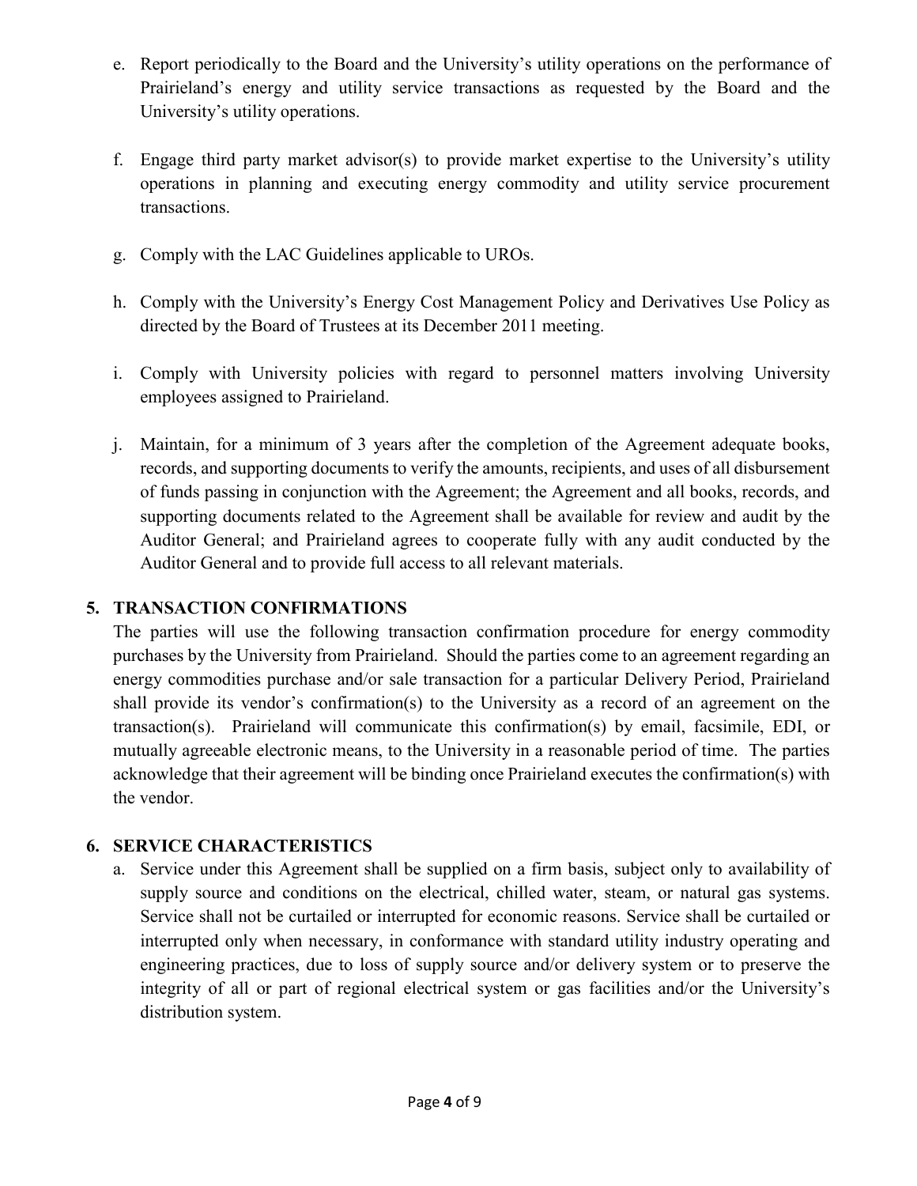e. Report periodically to the Board and the University's utility operations on the performance of Prairieland's energy and utility service transactions as requested by the Board and the University's utility operations.

f. Engage third party market advisor(s) to provide market expertise to the University's utility operations in planning and executing energy commodity and utility service procurement transactions.

g. Comply with the LAC Guidelines applicable to UROs.

h. Comply with the University's Energy Cost Management Policy and Derivatives Use Policy as directed by the Board of Trustees at its December 2011 meeting.

i. Comply with University policies with regard to personnel matters involving University employees assigned to Prairieland.

j. Maintain, for a minimum of 3 years after the completion of the Agreement adequate books, records, and supporting documents to verify the amounts, recipients, and uses of all disbursement of funds passing in conjunction with the Agreement; the Agreement and all books, records, and supporting documents related to the Agreement shall be available for review and audit by the Auditor General; and Prairieland agrees to cooperate fully with any audit conducted by the Auditor General and to provide full access to all relevant materials.

## 5. TRANSACTION CONFIRMATIONS

The parties will use the following transaction confirmation procedure for energy commodity purchases by the University from Prairieland. Should the parties come to an agreement regarding an energy commodities purchase and/or sale transaction for a particular Delivery Period, Prairieland shall provide its vendor's confirmation(s) to the University as a record of an agreement on the transaction(s). Prairieland will communicate this confirmation(s) by email, facsimile, EDI, or mutually agreeable electronic means, to the University in a reasonable period of time. The parties acknowledge that their agreement will be binding once Prairieland executes the confirmation(s) with the vendor.

## 6. SERVICE CHARACTERISTICS

a. Service under this Agreement shall be supplied on a firm basis, subject only to availability of supply source and conditions on the electrical, chilled water, steam, or natural gas systems. Service shall not be curtailed or interrupted for economic reasons. Service shall be curtailed or interrupted only when necessary, in conformance with standard utility industry operating and engineering practices, due to loss of supply source and/or delivery system or to preserve the integrity of all or part of regional electrical system or gas facilities and/or the University's distribution system.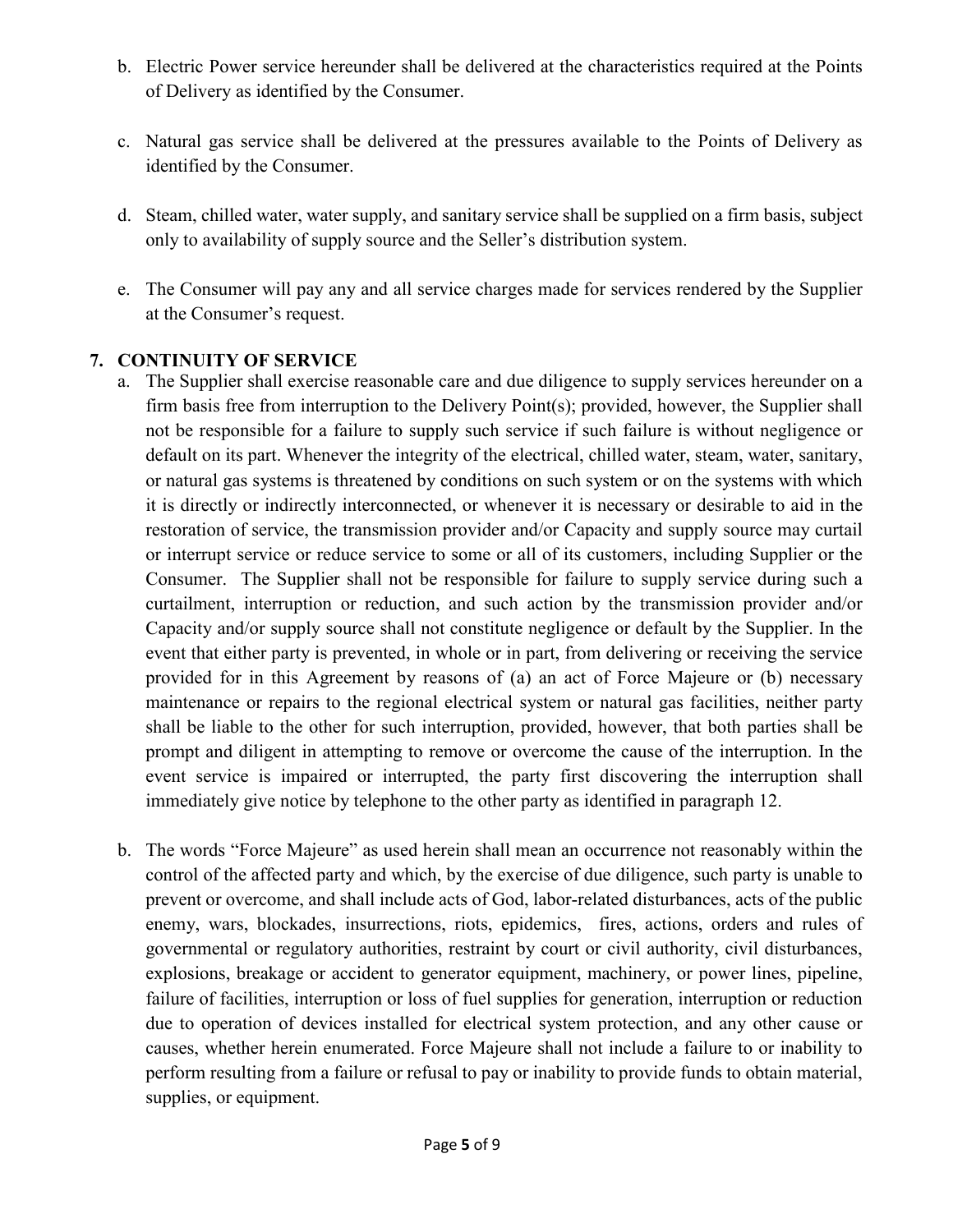b. Electric Power service hereunder shall be delivered at the characteristics required at the Points of Delivery as identified by the Consumer.

c. Natural gas service shall be delivered at the pressures available to the Points of Delivery as identified by the Consumer.

d. Steam, chilled water, water supply, and sanitary service shall be supplied on a firm basis, subject only to availability of supply source and the Seller's distribution system.

e. The Consumer will pay any and all service charges made for services rendered by the Supplier at the Consumer's request.

## 7. CONTINUITY OF SERVICE

a. The Supplier shall exercise reasonable care and due diligence to supply services hereunder on a firm basis free from interruption to the Delivery Point(s); provided, however, the Supplier shall not be responsible for a failure to supply such service if such failure is without negligence or default on its part. Whenever the integrity of the electrical, chilled water, steam, water, sanitary, or natural gas systems is threatened by conditions on such system or on the systems with which it is directly or indirectly interconnected, or whenever it is necessary or desirable to aid in the restoration of service, the transmission provider and/or Capacity and supply source may curtail or interrupt service or reduce service to some or all of its customers, including Supplier or the Consumer. The Supplier shall not be responsible for failure to supply service during such a curtailment, interruption or reduction, and such action by the transmission provider and/or Capacity and/or supply source shall not constitute negligence or default by the Supplier. In the event that either party is prevented, in whole or in part, from delivering or receiving the service provided for in this Agreement by reasons of (a) an act of Force Majeure or (b) necessary maintenance or repairs to the regional electrical system or natural gas facilities, neither party shall be liable to the other for such interruption, provided, however, that both parties shall be prompt and diligent in attempting to remove or overcome the cause of the interruption. In the event service is impaired or interrupted, the party first discovering the interruption shall immediately give notice by telephone to the other party as identified in paragraph 12.

b. The words "Force Majeure" as used herein shall mean an occurrence not reasonably within the control of the affected party and which, by the exercise of due diligence, such party is unable to prevent or overcome, and shall include acts of God, labor-related disturbances, acts of the public enemy, wars, blockades, insurrections, riots, epidemics, fires, actions, orders and rules of governmental or regulatory authorities, restraint by court or civil authority, civil disturbances, explosions, breakage or accident to generator equipment, machinery, or power lines, pipeline, failure of facilities, interruption or loss of fuel supplies for generation, interruption or reduction due to operation of devices installed for electrical system protection, and any other cause or causes, whether herein enumerated. Force Majeure shall not include a failure to or inability to perform resulting from a failure or refusal to pay or inability to provide funds to obtain material, supplies, or equipment.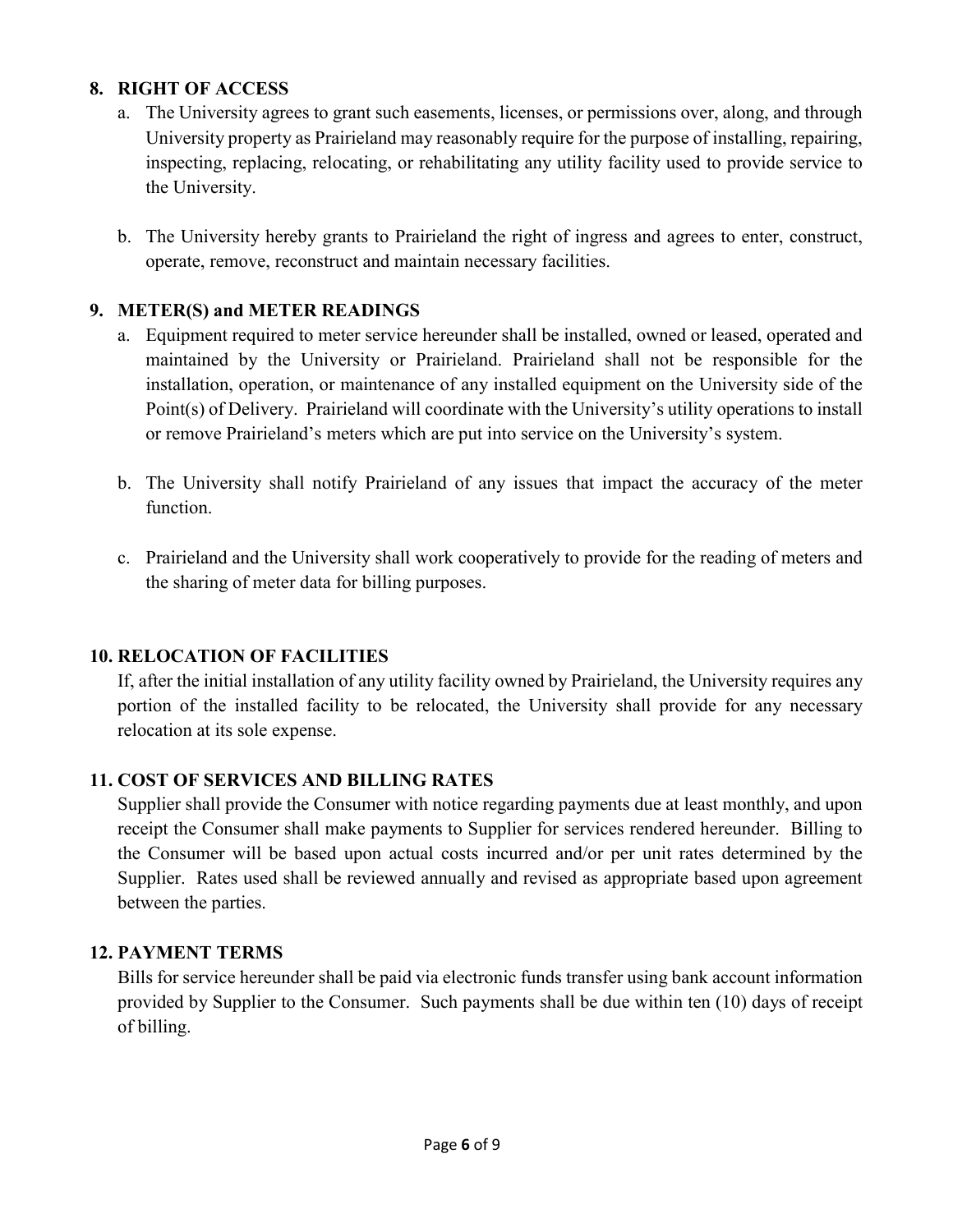## 8. RIGHT OF ACCESS

a. The University agrees to grant such easements, licenses, or permissions over, along, and through University property as Prairieland may reasonably require for the purpose of installing, repairing, inspecting, replacing, relocating, or rehabilitating any utility facility used to provide service to the University.

b. The University hereby grants to Prairieland the right of ingress and agrees to enter, construct, operate, remove, reconstruct and maintain necessary facilities.

## 9. METER(S) and METER READINGS

a. Equipment required to meter service hereunder shall be installed, owned or leased, operated and maintained by the University or Prairieland. Prairieland shall not be responsible for the installation, operation, or maintenance of any installed equipment on the University side of the Point(s) of Delivery. Prairieland will coordinate with the University's utility operations to install or remove Prairieland's meters which are put into service on the University's system.

b. The University shall notify Prairieland of any issues that impact the accuracy of the meter function.

c. Prairieland and the University shall work cooperatively to provide for the reading of meters and the sharing of meter data for billing purposes.

## 10. RELOCATION OF FACILITIES

If, after the initial installation of any utility facility owned by Prairieland, the University requires any portion of the installed facility to be relocated, the University shall provide for any necessary relocation at its sole expense.

## 11. COST OF SERVICES AND BILLING RATES

Supplier shall provide the Consumer with notice regarding payments due at least monthly, and upon receipt the Consumer shall make payments to Supplier for services rendered hereunder. Billing to the Consumer will be based upon actual costs incurred and/or per unit rates determined by the Supplier. Rates used shall be reviewed annually and revised as appropriate based upon agreement between the parties.

## 12. PAYMENT TERMS

Bills for service hereunder shall be paid via electronic funds transfer using bank account information provided by Supplier to the Consumer. Such payments shall be due within ten (10) days of receipt of billing.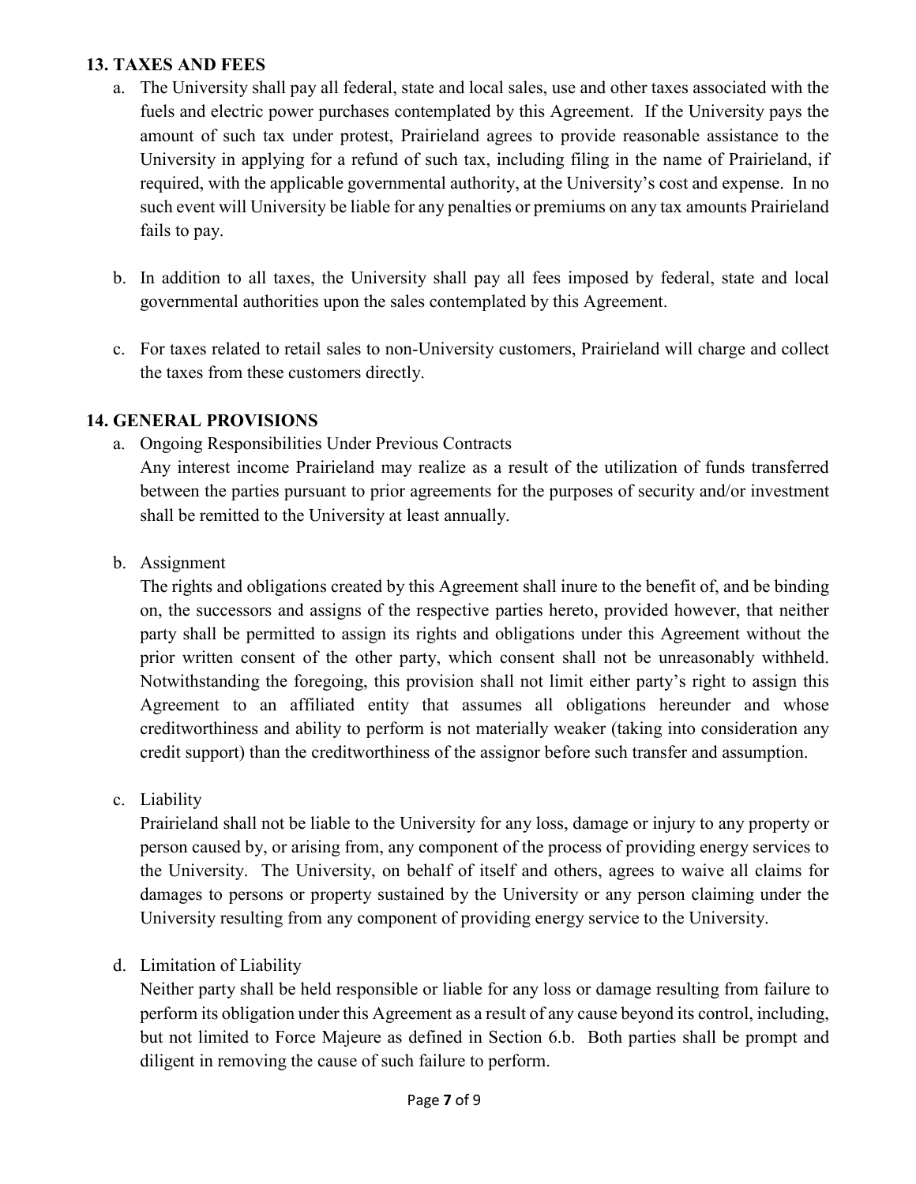## 13. TAXES AND FEES

a. The University shall pay all federal, state and local sales, use and other taxes associated with the fuels and electric power purchases contemplated by this Agreement. If the University pays the amount of such tax under protest, Prairieland agrees to provide reasonable assistance to the University in applying for a refund of such tax, including filing in the name of Prairieland, if required, with the applicable governmental authority, at the University's cost and expense. In no such event will University be liable for any penalties or premiums on any tax amounts Prairieland fails to pay.

b. In addition to all taxes, the University shall pay all fees imposed by federal, state and local governmental authorities upon the sales contemplated by this Agreement.

c. For taxes related to retail sales to non-University customers, Prairieland will charge and collect the taxes from these customers directly.

## 14. GENERAL PROVISIONS

a. Ongoing Responsibilities Under Previous Contracts
Any interest income Prairieland may realize as a result of the utilization of funds transferred between the parties pursuant to prior agreements for the purposes of security and/or investment shall be remitted to the University at least annually.

b. Assignment
The rights and obligations created by this Agreement shall inure to the benefit of, and be binding on, the successors and assigns of the respective parties hereto, provided however, that neither party shall be permitted to assign its rights and obligations under this Agreement without the prior written consent of the other party, which consent shall not be unreasonably withheld. Notwithstanding the foregoing, this provision shall not limit either party's right to assign this Agreement to an affiliated entity that assumes all obligations hereunder and whose creditworthiness and ability to perform is not materially weaker (taking into consideration any credit support) than the creditworthiness of the assignor before such transfer and assumption.

c. Liability
Prairieland shall not be liable to the University for any loss, damage or injury to any property or person caused by, or arising from, any component of the process of providing energy services to the University. The University, on behalf of itself and others, agrees to waive all claims for damages to persons or property sustained by the University or any person claiming under the University resulting from any component of providing energy service to the University.

d. Limitation of Liability
Neither party shall be held responsible or liable for any loss or damage resulting from failure to perform its obligation under this Agreement as a result of any cause beyond its control, including, but not limited to Force Majeure as defined in Section 6.b. Both parties shall be prompt and diligent in removing the cause of such failure to perform.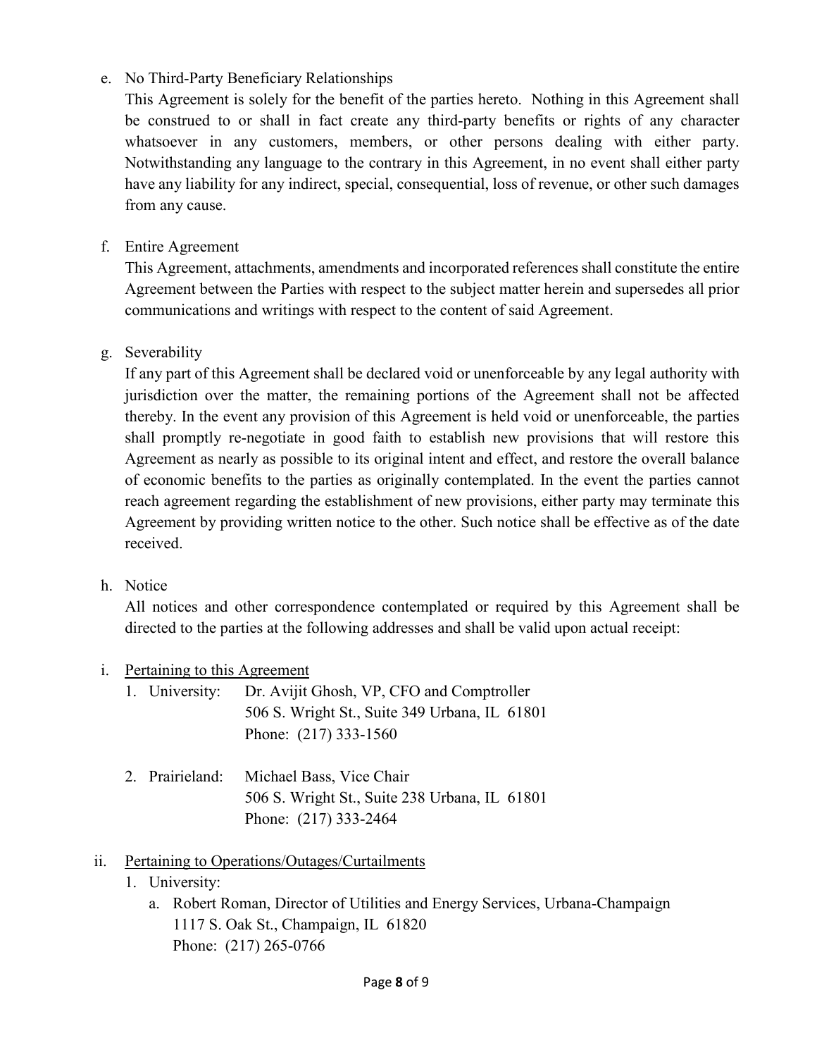e. No Third-Party Beneficiary Relationships

This Agreement is solely for the benefit of the parties hereto. Nothing in this Agreement shall be construed to or shall in fact create any third-party benefits or rights of any character whatsoever in any customers, members, or other persons dealing with either party. Notwithstanding any language to the contrary in this Agreement, in no event shall either party have any liability for any indirect, special, consequential, loss of revenue, or other such damages from any cause.

f. Entire Agreement

This Agreement, attachments, amendments and incorporated references shall constitute the entire Agreement between the Parties with respect to the subject matter herein and supersedes all prior communications and writings with respect to the content of said Agreement.

g. Severability

If any part of this Agreement shall be declared void or unenforceable by any legal authority with jurisdiction over the matter, the remaining portions of the Agreement shall not be affected thereby. In the event any provision of this Agreement is held void or unenforceable, the parties shall promptly re-negotiate in good faith to establish new provisions that will restore this Agreement as nearly as possible to its original intent and effect, and restore the overall balance of economic benefits to the parties as originally contemplated. In the event the parties cannot reach agreement regarding the establishment of new provisions, either party may terminate this Agreement by providing written notice to the other. Such notice shall be effective as of the date received.

h. Notice

All notices and other correspondence contemplated or required by this Agreement shall be directed to the parties at the following addresses and shall be valid upon actual receipt:

i. <u>Pertaining to this Agreement</u>

1. University: Dr. Avijit Ghosh, VP, CFO and Comptroller
   506 S. Wright St., Suite 349 Urbana, IL 61801
   Phone: (217) 333-1560

2. Prairieland: Michael Bass, Vice Chair
   506 S. Wright St., Suite 238 Urbana, IL 61801
   Phone: (217) 333-2464

ii. <u>Pertaining to Operations/Outages/Curtailments</u>

1. University:
   a. Robert Roman, Director of Utilities and Energy Services, Urbana-Champaign
      1117 S. Oak St., Champaign, IL 61820
      Phone: (217) 265-0766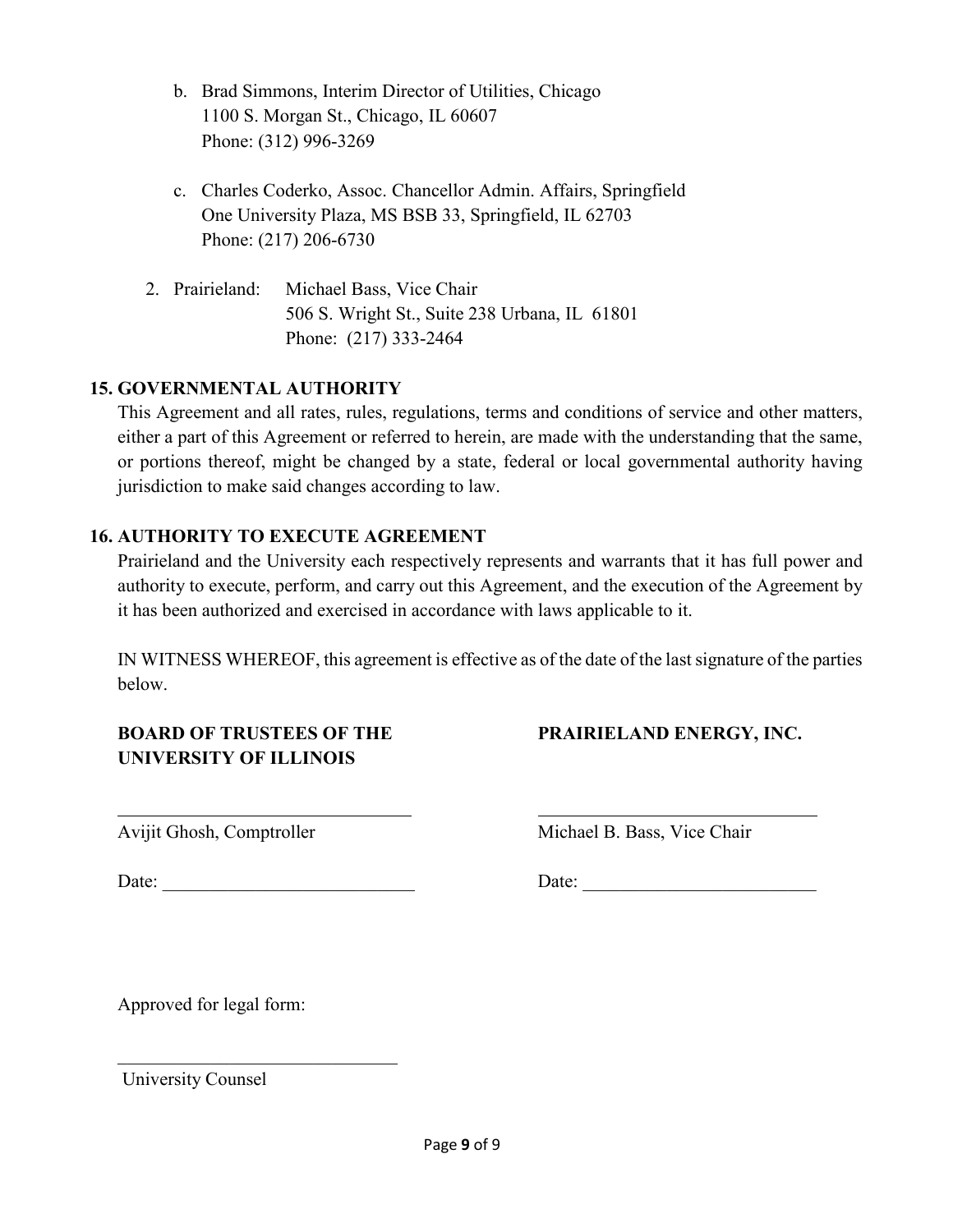b. Brad Simmons, Interim Director of Utilities, Chicago
   1100 S. Morgan St., Chicago, IL 60607
   Phone: (312) 996-3269

c. Charles Coderko, Assoc. Chancellor Admin. Affairs, Springfield
   One University Plaza, MS BSB 33, Springfield, IL 62703
   Phone: (217) 206-6730

2. Prairieland: Michael Bass, Vice Chair
   506 S. Wright St., Suite 238 Urbana, IL 61801
   Phone: (217) 333-2464

**15. GOVERNMENTAL AUTHORITY**

This Agreement and all rates, rules, regulations, terms and conditions of service and other matters, either a part of this Agreement or referred to herein, are made with the understanding that the same, or portions thereof, might be changed by a state, federal or local governmental authority having jurisdiction to make said changes according to law.

**16. AUTHORITY TO EXECUTE AGREEMENT**

Prairieland and the University each respectively represents and warrants that it has full power and authority to execute, perform, and carry out this Agreement, and the execution of the Agreement by it has been authorized and exercised in accordance with laws applicable to it.

IN WITNESS WHEREOF, this agreement is effective as of the date of the last signature of the parties below.

**BOARD OF TRUSTEES OF THE UNIVERSITY OF ILLINOIS**

\_\_\_\_\_\_\_\_\_\_\_\_\_\_\_\_\_\_\_\_\_\_\_\_\_\_\_\_\_\_\_\_

Avijit Ghosh, Comptroller

Date: \_\_\_\_\_\_\_\_\_\_\_\_\_\_\_\_\_\_\_\_\_\_\_\_\_\_\_

**PRAIRIELAND ENERGY, INC.**

\_\_\_\_\_\_\_\_\_\_\_\_\_\_\_\_\_\_\_\_\_\_\_\_\_\_\_\_\_\_\_\_

Michael B. Bass, Vice Chair

Date: \_\_\_\_\_\_\_\_\_\_\_\_\_\_\_\_\_\_\_\_\_\_\_\_\_\_\_

Approved for legal form:

\_\_\_\_\_\_\_\_\_\_\_\_\_\_\_\_\_\_\_\_\_\_\_\_\_\_\_\_\_\_\_\_

University Counsel